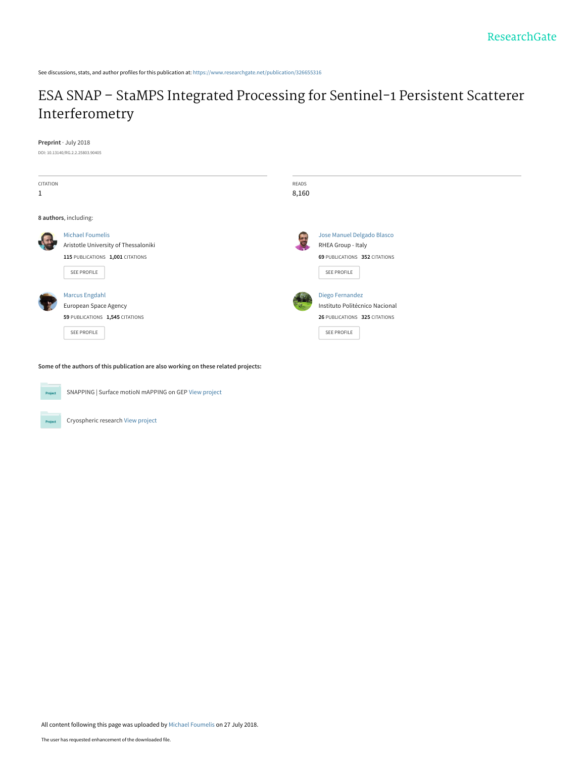See discussions, stats, and author profiles for this publication at: https://www.researchgate.net/publication/326655316

# ESA SNAP – StaMPS Integrated Processing for Sentinel-1 Persistent Scatterer Interferometry

**Preprint** · July 2018

DOI: 10.13140/RG.2.2.25803.90405

| CITATION | READS |
| --- | --- |
| 1 | 8,160 |

**8 authors**, including:

**Michael Foumelis**
Aristotle University of Thessaloniki
115 PUBLICATIONS · 1,001 CITATIONS
SEE PROFILE

**Jose Manuel Delgado Blasco**
RHEA Group - Italy
69 PUBLICATIONS · 352 CITATIONS
SEE PROFILE

**Marcus Engdahl**
European Space Agency
59 PUBLICATIONS · 1,545 CITATIONS
SEE PROFILE

**Diego Fernandez**
Instituto Politécnico Nacional
26 PUBLICATIONS · 325 CITATIONS
SEE PROFILE

**Some of the authors of this publication are also working on these related projects:**

- SNAPPING | Surface motioN mAPPING on GEP View project
- Cryospheric research View project

All content following this page was uploaded by Michael Foumelis on 27 July 2018.

The user has requested enhancement of the downloaded file.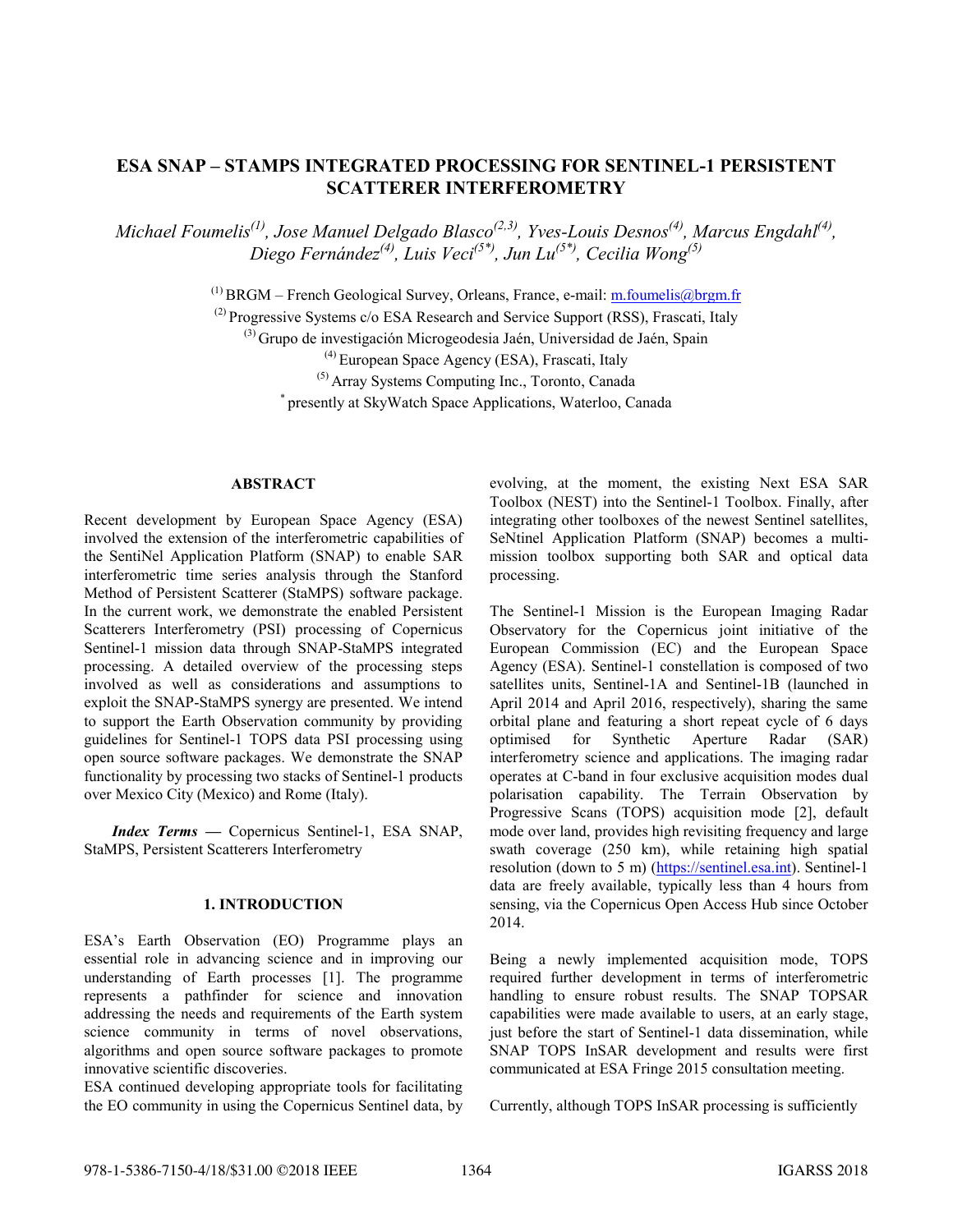# ESA SNAP – STAMPS INTEGRATED PROCESSING FOR SENTINEL-1 PERSISTENT SCATTERER INTERFEROMETRY

*Michael Foumelis[(1)], Jose Manuel Delgado Blasco[(2,3)], Yves-Louis Desnos[(4)], Marcus Engdahl[(4)], Diego Fernández[(4)], Luis Veci[(5*)], Jun Lu[(5*)], Cecilia Wong[(5)]*

[(1)] BRGM – French Geological Survey, Orleans, France, e-mail: m.foumelis@brgm.fr

[(2)] Progressive Systems c/o ESA Research and Service Support (RSS), Frascati, Italy

[(3)] Grupo de investigación Microgeodesia Jaén, Universidad de Jaén, Spain

[(4)] European Space Agency (ESA), Frascati, Italy

[(5)] Array Systems Computing Inc., Toronto, Canada

[*] presently at SkyWatch Space Applications, Waterloo, Canada

## ABSTRACT

Recent development by European Space Agency (ESA) involved the extension of the interferometric capabilities of the SentiNel Application Platform (SNAP) to enable SAR interferometric time series analysis through the Stanford Method of Persistent Scatterer (StaMPS) software package. In the current work, we demonstrate the enabled Persistent Scatterers Interferometry (PSI) processing of Copernicus Sentinel-1 mission data through SNAP-StaMPS integrated processing. A detailed overview of the processing steps involved as well as considerations and assumptions to exploit the SNAP-StaMPS synergy are presented. We intend to support the Earth Observation community by providing guidelines for Sentinel-1 TOPS data PSI processing using open source software packages. We demonstrate the SNAP functionality by processing two stacks of Sentinel-1 products over Mexico City (Mexico) and Rome (Italy).

***Index Terms*** — Copernicus Sentinel-1, ESA SNAP, StaMPS, Persistent Scatterers Interferometry

## 1. INTRODUCTION

ESA's Earth Observation (EO) Programme plays an essential role in advancing science and in improving our understanding of Earth processes [1]. The programme represents a pathfinder for science and innovation addressing the needs and requirements of the Earth system science community in terms of novel observations, algorithms and open source software packages to promote innovative scientific discoveries.

ESA continued developing appropriate tools for facilitating the EO community in using the Copernicus Sentinel data, by evolving, at the moment, the existing Next ESA SAR Toolbox (NEST) into the Sentinel-1 Toolbox. Finally, after integrating other toolboxes of the newest Sentinel satellites, SeNtinel Application Platform (SNAP) becomes a multi-mission toolbox supporting both SAR and optical data processing.

The Sentinel-1 Mission is the European Imaging Radar Observatory for the Copernicus joint initiative of the European Commission (EC) and the European Space Agency (ESA). Sentinel-1 constellation is composed of two satellites units, Sentinel-1A and Sentinel-1B (launched in April 2014 and April 2016, respectively), sharing the same orbital plane and featuring a short repeat cycle of 6 days optimised for Synthetic Aperture Radar (SAR) interferometry science and applications. The imaging radar operates at C-band in four exclusive acquisition modes dual polarisation capability. The Terrain Observation by Progressive Scans (TOPS) acquisition mode [2], default mode over land, provides high revisiting frequency and large swath coverage (250 km), while retaining high spatial resolution (down to 5 m) (https://sentinel.esa.int). Sentinel-1 data are freely available, typically less than 4 hours from sensing, via the Copernicus Open Access Hub since October 2014.

Being a newly implemented acquisition mode, TOPS required further development in terms of interferometric handling to ensure robust results. The SNAP TOPSAR capabilities were made available to users, at an early stage, just before the start of Sentinel-1 data dissemination, while SNAP TOPS InSAR development and results were first communicated at ESA Fringe 2015 consultation meeting.

Currently, although TOPS InSAR processing is sufficiently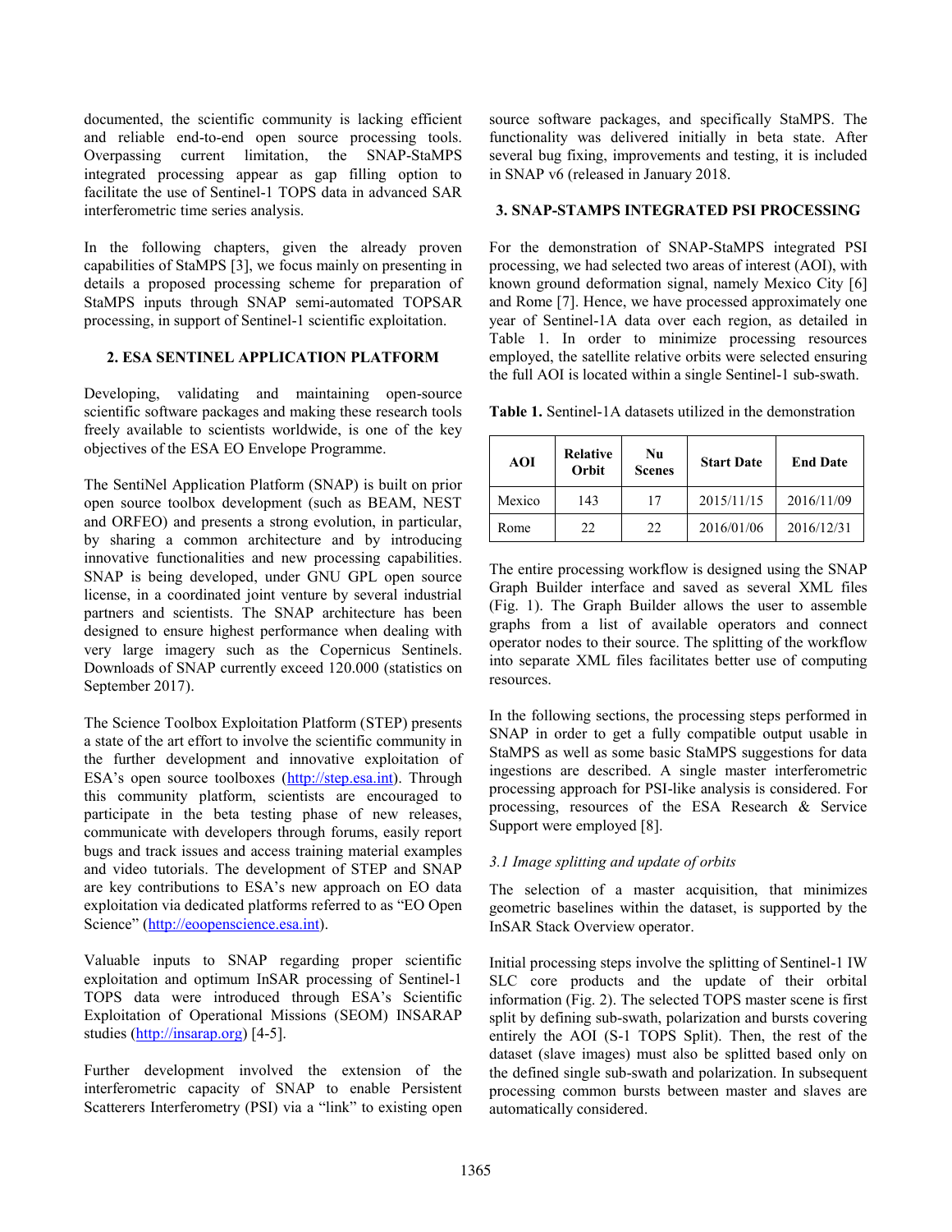documented, the scientific community is lacking efficient and reliable end-to-end open source processing tools. Overpassing current limitation, the SNAP-StaMPS integrated processing appear as gap filling option to facilitate the use of Sentinel-1 TOPS data in advanced SAR interferometric time series analysis.

In the following chapters, given the already proven capabilities of StaMPS [3], we focus mainly on presenting in details a proposed processing scheme for preparation of StaMPS inputs through SNAP semi-automated TOPSAR processing, in support of Sentinel-1 scientific exploitation.

## 2. ESA SENTINEL APPLICATION PLATFORM

Developing, validating and maintaining open-source scientific software packages and making these research tools freely available to scientists worldwide, is one of the key objectives of the ESA EO Envelope Programme.

The SentiNel Application Platform (SNAP) is built on prior open source toolbox development (such as BEAM, NEST and ORFEO) and presents a strong evolution, in particular, by sharing a common architecture and by introducing innovative functionalities and new processing capabilities. SNAP is being developed, under GNU GPL open source license, in a coordinated joint venture by several industrial partners and scientists. The SNAP architecture has been designed to ensure highest performance when dealing with very large imagery such as the Copernicus Sentinels. Downloads of SNAP currently exceed 120.000 (statistics on September 2017).

The Science Toolbox Exploitation Platform (STEP) presents a state of the art effort to involve the scientific community in the further development and innovative exploitation of ESA's open source toolboxes (http://step.esa.int). Through this community platform, scientists are encouraged to participate in the beta testing phase of new releases, communicate with developers through forums, easily report bugs and track issues and access training material examples and video tutorials. The development of STEP and SNAP are key contributions to ESA's new approach on EO data exploitation via dedicated platforms referred to as "EO Open Science" (http://eoopenscience.esa.int).

Valuable inputs to SNAP regarding proper scientific exploitation and optimum InSAR processing of Sentinel-1 TOPS data were introduced through ESA's Scientific Exploitation of Operational Missions (SEOM) INSARAP studies (http://insarap.org) [4-5].

Further development involved the extension of the interferometric capacity of SNAP to enable Persistent Scatterers Interferometry (PSI) via a "link" to existing open source software packages, and specifically StaMPS. The functionality was delivered initially in beta state. After several bug fixing, improvements and testing, it is included in SNAP v6 (released in January 2018.

## 3. SNAP-STAMPS INTEGRATED PSI PROCESSING

For the demonstration of SNAP-StaMPS integrated PSI processing, we had selected two areas of interest (AOI), with known ground deformation signal, namely Mexico City [6] and Rome [7]. Hence, we have processed approximately one year of Sentinel-1A data over each region, as detailed in Table 1. In order to minimize processing resources employed, the satellite relative orbits were selected ensuring the full AOI is located within a single Sentinel-1 sub-swath.

**Table 1.** Sentinel-1A datasets utilized in the demonstration

| AOI | Relative Orbit | Nu Scenes | Start Date | End Date |
|---|---|---|---|---|
| Mexico | 143 | 17 | 2015/11/15 | 2016/11/09 |
| Rome | 22 | 22 | 2016/01/06 | 2016/12/31 |

The entire processing workflow is designed using the SNAP Graph Builder interface and saved as several XML files (Fig. 1). The Graph Builder allows the user to assemble graphs from a list of available operators and connect operator nodes to their source. The splitting of the workflow into separate XML files facilitates better use of computing resources.

In the following sections, the processing steps performed in SNAP in order to get a fully compatible output usable in StaMPS as well as some basic StaMPS suggestions for data ingestions are described. A single master interferometric processing approach for PSI-like analysis is considered. For processing, resources of the ESA Research & Service Support were employed [8].

### *3.1 Image splitting and update of orbits*

The selection of a master acquisition, that minimizes geometric baselines within the dataset, is supported by the InSAR Stack Overview operator.

Initial processing steps involve the splitting of Sentinel-1 IW SLC core products and the update of their orbital information (Fig. 2). The selected TOPS master scene is first split by defining sub-swath, polarization and bursts covering entirely the AOI (S-1 TOPS Split). Then, the rest of the dataset (slave images) must also be splitted based only on the defined single sub-swath and polarization. In subsequent processing common bursts between master and slaves are automatically considered.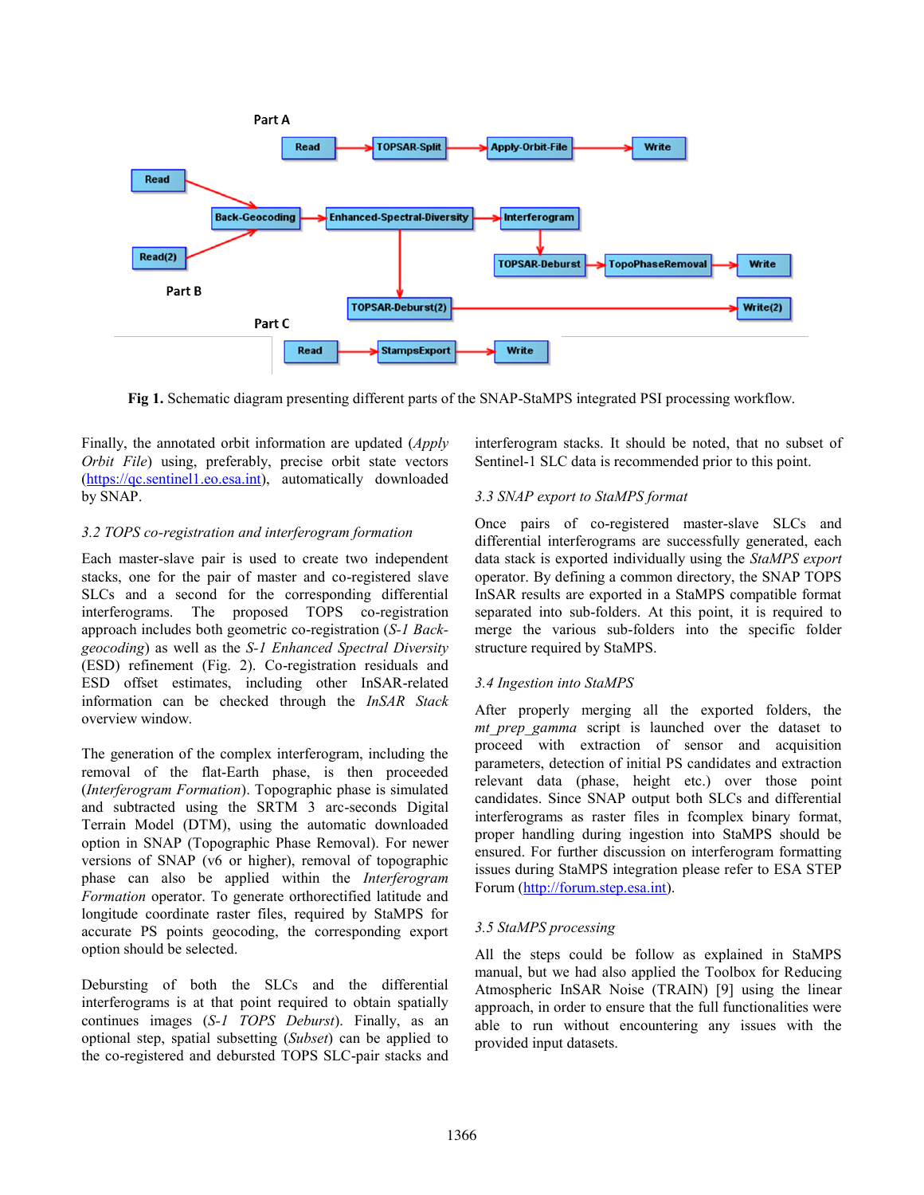Part A

Read → TOPSAR-Split → Apply-Orbit-File → Write

Part B

Read, Read(2) → Back-Geocoding → Enhanced-Spectral-Diversity → Interferogram → TOPSAR-Deburst → TopoPhaseRemoval → Write

Enhanced-Spectral-Diversity → TOPSAR-Deburst(2) → Write(2)

Part C

Read → StampsExport → Write

**Fig 1.** Schematic diagram presenting different parts of the SNAP-StaMPS integrated PSI processing workflow.

Finally, the annotated orbit information are updated (*Apply Orbit File*) using, preferably, precise orbit state vectors (https://qc.sentinel1.eo.esa.int), automatically downloaded by SNAP.

### 3.2 TOPS co-registration and interferogram formation

Each master-slave pair is used to create two independent stacks, one for the pair of master and co-registered slave SLCs and a second for the corresponding differential interferograms. The proposed TOPS co-registration approach includes both geometric co-registration (*S-1 Back-geocoding*) as well as the *S-1 Enhanced Spectral Diversity* (ESD) refinement (Fig. 2). Co-registration residuals and ESD offset estimates, including other InSAR-related information can be checked through the *InSAR Stack* overview window.

The generation of the complex interferogram, including the removal of the flat-Earth phase, is then proceeded (*Interferogram Formation*). Topographic phase is simulated and subtracted using the SRTM 3 arc-seconds Digital Terrain Model (DTM), using the automatic downloaded option in SNAP (Topographic Phase Removal). For newer versions of SNAP (v6 or higher), removal of topographic phase can also be applied within the *Interferogram Formation* operator. To generate orthorectified latitude and longitude coordinate raster files, required by StaMPS for accurate PS points geocoding, the corresponding export option should be selected.

Debursting of both the SLCs and the differential interferograms is at that point required to obtain spatially continues images (*S-1 TOPS Deburst*). Finally, as an optional step, spatial subsetting (*Subset*) can be applied to the co-registered and debursted TOPS SLC-pair stacks and interferogram stacks. It should be noted, that no subset of Sentinel-1 SLC data is recommended prior to this point.

### 3.3 SNAP export to StaMPS format

Once pairs of co-registered master-slave SLCs and differential interferograms are successfully generated, each data stack is exported individually using the *StaMPS export* operator. By defining a common directory, the SNAP TOPS InSAR results are exported in a StaMPS compatible format separated into sub-folders. At this point, it is required to merge the various sub-folders into the specific folder structure required by StaMPS.

### 3.4 Ingestion into StaMPS

After properly merging all the exported folders, the *mt_prep_gamma* script is launched over the dataset to proceed with extraction of sensor and acquisition parameters, detection of initial PS candidates and extraction relevant data (phase, height etc.) over those point candidates. Since SNAP output both SLCs and differential interferograms as raster files in fcomplex binary format, proper handling during ingestion into StaMPS should be ensured. For further discussion on interferogram formatting issues during StaMPS integration please refer to ESA STEP Forum (http://forum.step.esa.int).

### 3.5 StaMPS processing

All the steps could be follow as explained in StaMPS manual, but we had also applied the Toolbox for Reducing Atmospheric InSAR Noise (TRAIN) [9] using the linear approach, in order to ensure that the full functionalities were able to run without encountering any issues with the provided input datasets.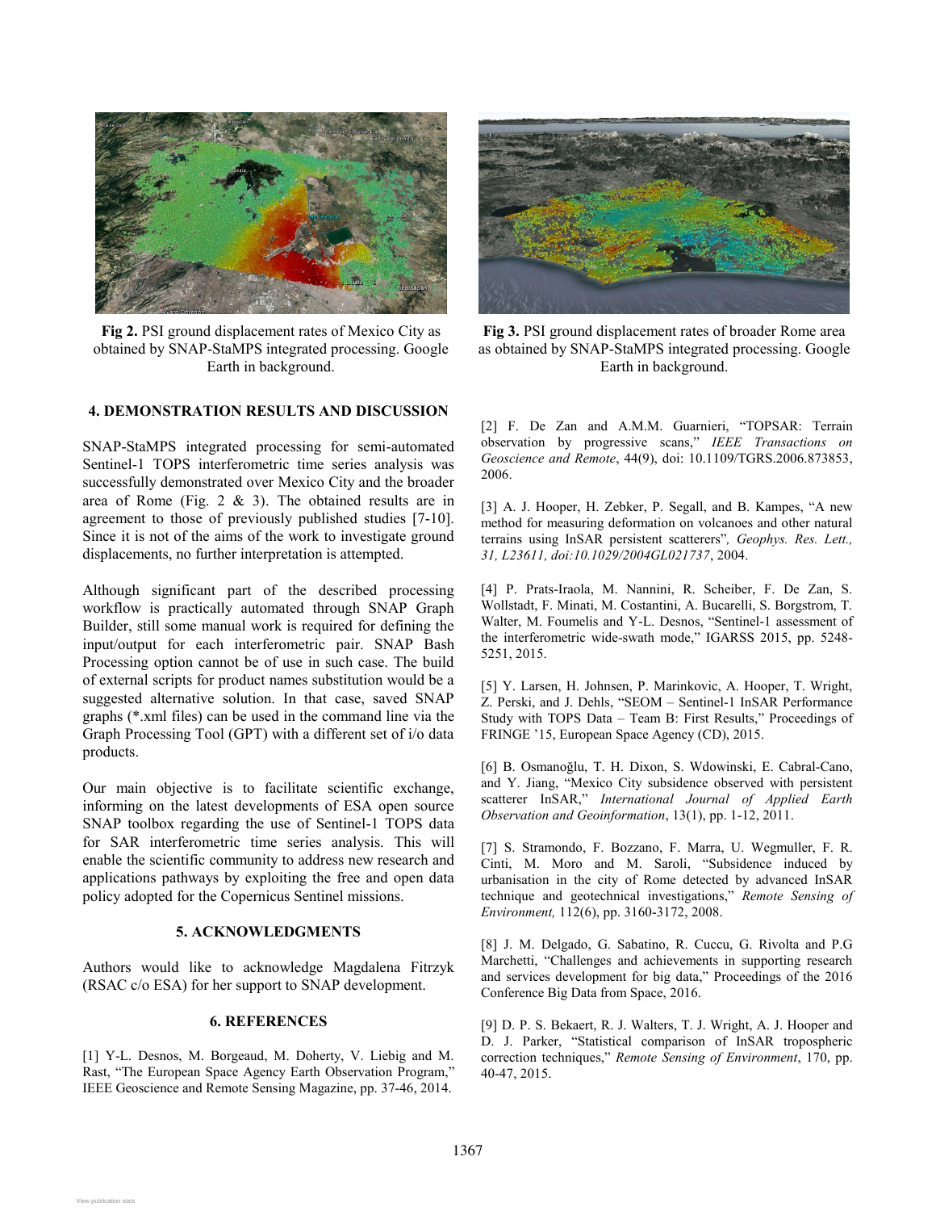**Fig 2.** PSI ground displacement rates of Mexico City as obtained by SNAP-StaMPS integrated processing. Google Earth in background.

**Fig 3.** PSI ground displacement rates of broader Rome area as obtained by SNAP-StaMPS integrated processing. Google Earth in background.

## 4. DEMONSTRATION RESULTS AND DISCUSSION

SNAP-StaMPS integrated processing for semi-automated Sentinel-1 TOPS interferometric time series analysis was successfully demonstrated over Mexico City and the broader area of Rome (Fig. 2 & 3). The obtained results are in agreement to those of previously published studies [7-10]. Since it is not of the aims of the work to investigate ground displacements, no further interpretation is attempted.

Although significant part of the described processing workflow is practically automated through SNAP Graph Builder, still some manual work is required for defining the input/output for each interferometric pair. SNAP Bash Processing option cannot be of use in such case. The build of external scripts for product names substitution would be a suggested alternative solution. In that case, saved SNAP graphs (*.xml files) can be used in the command line via the Graph Processing Tool (GPT) with a different set of i/o data products.

Our main objective is to facilitate scientific exchange, informing on the latest developments of ESA open source SNAP toolbox regarding the use of Sentinel-1 TOPS data for SAR interferometric time series analysis. This will enable the scientific community to address new research and applications pathways by exploiting the free and open data policy adopted for the Copernicus Sentinel missions.

## 5. ACKNOWLEDGMENTS

Authors would like to acknowledge Magdalena Fitrzyk (RSAC c/o ESA) for her support to SNAP development.

## 6. REFERENCES

[1] Y-L. Desnos, M. Borgeaud, M. Doherty, V. Liebig and M. Rast, "The European Space Agency Earth Observation Program," IEEE Geoscience and Remote Sensing Magazine, pp. 37-46, 2014.

[2] F. De Zan and A.M.M. Guarnieri, "TOPSAR: Terrain observation by progressive scans," *IEEE Transactions on Geoscience and Remote*, 44(9), doi: 10.1109/TGRS.2006.873853, 2006.

[3] A. J. Hooper, H. Zebker, P. Segall, and B. Kampes, "A new method for measuring deformation on volcanoes and other natural terrains using InSAR persistent scatterers", *Geophys. Res. Lett., 31, L23611, doi:10.1029/2004GL021737*, 2004.

[4] P. Prats-Iraola, M. Nannini, R. Scheiber, F. De Zan, S. Wollstadt, F. Minati, M. Costantini, A. Bucarelli, S. Borgstrom, T. Walter, M. Foumelis and Y-L. Desnos, "Sentinel-1 assessment of the interferometric wide-swath mode," IGARSS 2015, pp. 5248-5251, 2015.

[5] Y. Larsen, H. Johnsen, P. Marinkovic, A. Hooper, T. Wright, Z. Perski, and J. Dehls, "SEOM – Sentinel-1 InSAR Performance Study with TOPS Data – Team B: First Results," Proceedings of FRINGE '15, European Space Agency (CD), 2015.

[6] B. Osmanoğlu, T. H. Dixon, S. Wdowinski, E. Cabral-Cano, and Y. Jiang, "Mexico City subsidence observed with persistent scatterer InSAR," *International Journal of Applied Earth Observation and Geoinformation*, 13(1), pp. 1-12, 2011.

[7] S. Stramondo, F. Bozzano, F. Marra, U. Wegmuller, F. R. Cinti, M. Moro and M. Saroli, "Subsidence induced by urbanisation in the city of Rome detected by advanced InSAR technique and geotechnical investigations," *Remote Sensing of Environment,* 112(6), pp. 3160-3172, 2008.

[8] J. M. Delgado, G. Sabatino, R. Cuccu, G. Rivolta and P.G Marchetti, "Challenges and achievements in supporting research and services development for big data," Proceedings of the 2016 Conference Big Data from Space, 2016.

[9] D. P. S. Bekaert, R. J. Walters, T. J. Wright, A. J. Hooper and D. J. Parker, "Statistical comparison of InSAR tropospheric correction techniques," *Remote Sensing of Environment*, 170, pp. 40-47, 2015.